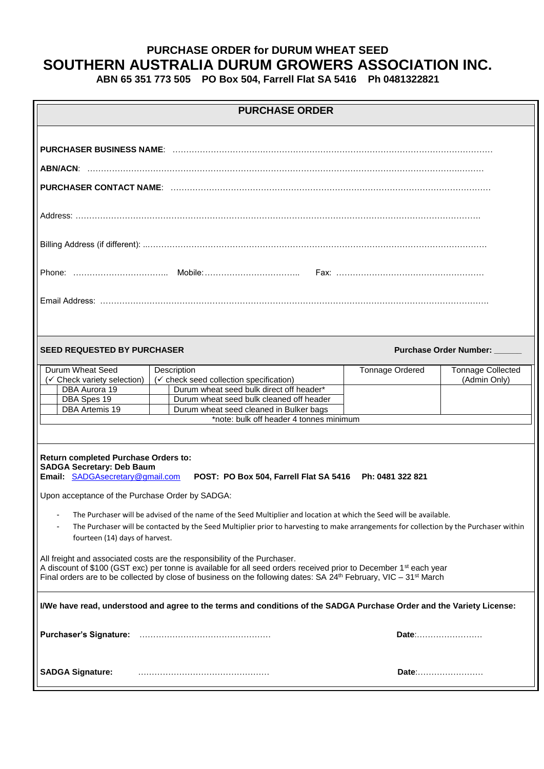# PURCHASE ORDER for DURUM WHEAT SEED

# SOUTHERN AUSTRALIA DURUM GROWERS ASSOCIATION INC.

**ABN 65 351 773 505 PO Box 504, Farrell Flat SA 5416 Ph 0481322821**

## PURCHASE ORDER

**PURCHASER BUSINESS NAME**: …………………………………………………………………………………………………………

**ABN/ACN**: ………………………………………………………………………………………………………………………………

**PURCHASER CONTACT NAME**: …………………………………………………………………………………………………………

Address: ……………………………………………………………………………………………………………………………………

Billing Address (if different): …………………………………………………………………………………………………………………

Phone: …………………………….. Mobile:…………………………….. Fax: ………………………………………………

Email Address: ………………………………………………………………………………………………………………………………

**SEED REQUESTED BY PURCHASER** **Purchase Order Number: ______**

| | Durum Wheat Seed (✓ Check variety selection) | | Description (✓ check seed collection specification) | Tonnage Ordered | Tonnage Collected (Admin Only) |
|---|---|---|---|---|---|
| | DBA Aurora 19 | | Durum wheat seed bulk direct off header* | | |
| | DBA Spes 19 | | Durum wheat seed bulk cleaned off header | | |
| | DBA Artemis 19 | | Durum wheat seed cleaned in Bulker bags | | |
| | | | *note: bulk off header 4 tonnes minimum | | |

**Return completed Purchase Orders to:**
**SADGA Secretary: Deb Baum**
**Email:** SADGAsecretary@gmail.com **POST: PO Box 504, Farrell Flat SA 5416 Ph: 0481 322 821**

Upon acceptance of the Purchase Order by SADGA:

- The Purchaser will be advised of the name of the Seed Multiplier and location at which the Seed will be available.
- The Purchaser will be contacted by the Seed Multiplier prior to harvesting to make arrangements for collection by the Purchaser within fourteen (14) days of harvest.

All freight and associated costs are the responsibility of the Purchaser.
A discount of $100 (GST exc) per tonne is available for all seed orders received prior to December 1st each year
Final orders are to be collected by close of business on the following dates: SA 24th February, VIC – 31st March

**I/We have read, understood and agree to the terms and conditions of the SADGA Purchase Order and the Variety License:**

**Purchaser's Signature:** ………………………………………… **Date**:……………………

**SADGA Signature:** ………………………………………… **Date**:……………………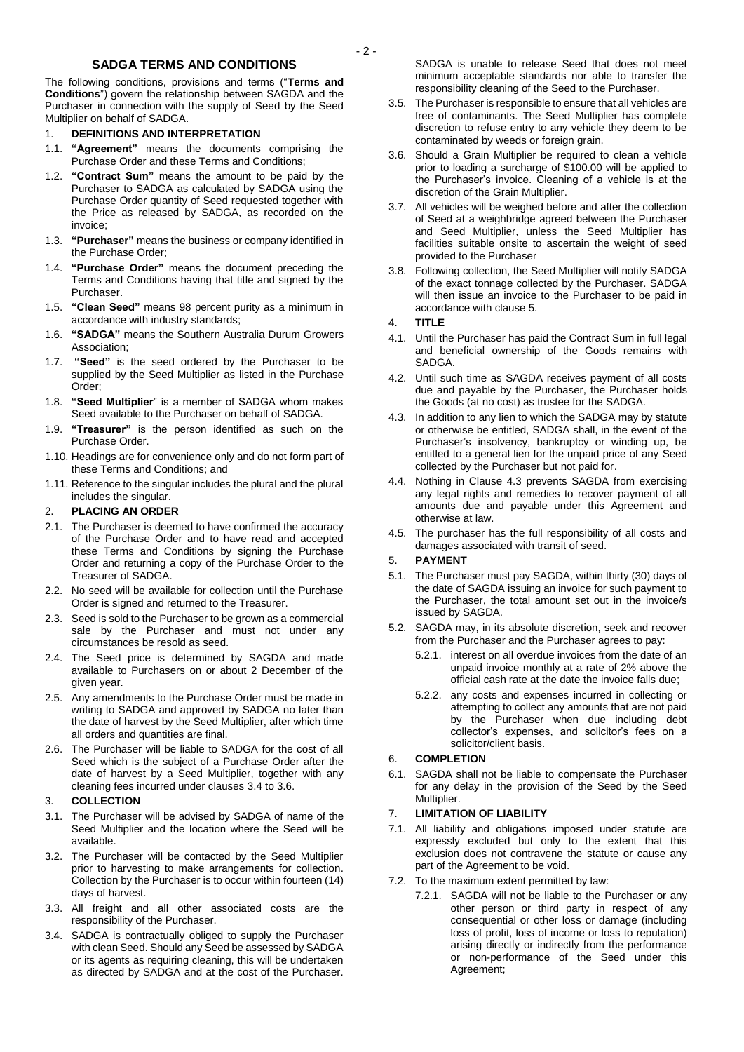## SADGA TERMS AND CONDITIONS

The following conditions, provisions and terms ("**Terms and Conditions**") govern the relationship between SAGDA and the Purchaser in connection with the supply of Seed by the Seed Multiplier on behalf of SADGA.

### 1. DEFINITIONS AND INTERPRETATION

1.1. **"Agreement"** means the documents comprising the Purchase Order and these Terms and Conditions;

1.2. **"Contract Sum"** means the amount to be paid by the Purchaser to SADGA as calculated by SADGA using the Purchase Order quantity of Seed requested together with the Price as released by SADGA, as recorded on the invoice;

1.3. **"Purchaser"** means the business or company identified in the Purchase Order;

1.4. **"Purchase Order"** means the document preceding the Terms and Conditions having that title and signed by the Purchaser.

1.5. **"Clean Seed"** means 98 percent purity as a minimum in accordance with industry standards;

1.6. **"SADGA"** means the Southern Australia Durum Growers Association;

1.7. **"Seed"** is the seed ordered by the Purchaser to be supplied by the Seed Multiplier as listed in the Purchase Order;

1.8. **"Seed Multiplier**" is a member of SADGA whom makes Seed available to the Purchaser on behalf of SADGA.

1.9. **"Treasurer"** is the person identified as such on the Purchase Order.

1.10. Headings are for convenience only and do not form part of these Terms and Conditions; and

1.11. Reference to the singular includes the plural and the plural includes the singular.

### 2. PLACING AN ORDER

2.1. The Purchaser is deemed to have confirmed the accuracy of the Purchase Order and to have read and accepted these Terms and Conditions by signing the Purchase Order and returning a copy of the Purchase Order to the Treasurer of SADGA.

2.2. No seed will be available for collection until the Purchase Order is signed and returned to the Treasurer.

2.3. Seed is sold to the Purchaser to be grown as a commercial sale by the Purchaser and must not under any circumstances be resold as seed.

2.4. The Seed price is determined by SAGDA and made available to Purchasers on or about 2 December of the given year.

2.5. Any amendments to the Purchase Order must be made in writing to SADGA and approved by SADGA no later than the date of harvest by the Seed Multiplier, after which time all orders and quantities are final.

2.6. The Purchaser will be liable to SADGA for the cost of all Seed which is the subject of a Purchase Order after the date of harvest by a Seed Multiplier, together with any cleaning fees incurred under clauses 3.4 to 3.6.

### 3. COLLECTION

3.1. The Purchaser will be advised by SADGA of name of the Seed Multiplier and the location where the Seed will be available.

3.2. The Purchaser will be contacted by the Seed Multiplier prior to harvesting to make arrangements for collection. Collection by the Purchaser is to occur within fourteen (14) days of harvest.

3.3. All freight and all other associated costs are the responsibility of the Purchaser.

3.4. SADGA is contractually obliged to supply the Purchaser with clean Seed. Should any Seed be assessed by SADGA or its agents as requiring cleaning, this will be undertaken as directed by SADGA and at the cost of the Purchaser. SADGA is unable to release Seed that does not meet minimum acceptable standards nor able to transfer the responsibility cleaning of the Seed to the Purchaser.

3.5. The Purchaser is responsible to ensure that all vehicles are free of contaminants. The Seed Multiplier has complete discretion to refuse entry to any vehicle they deem to be contaminated by weeds or foreign grain.

3.6. Should a Grain Multiplier be required to clean a vehicle prior to loading a surcharge of $100.00 will be applied to the Purchaser's invoice. Cleaning of a vehicle is at the discretion of the Grain Multiplier.

3.7. All vehicles will be weighed before and after the collection of Seed at a weighbridge agreed between the Purchaser and Seed Multiplier, unless the Seed Multiplier has facilities suitable onsite to ascertain the weight of seed provided to the Purchaser

3.8. Following collection, the Seed Multiplier will notify SADGA of the exact tonnage collected by the Purchaser. SADGA will then issue an invoice to the Purchaser to be paid in accordance with clause 5.

### 4. TITLE

4.1. Until the Purchaser has paid the Contract Sum in full legal and beneficial ownership of the Goods remains with SADGA.

4.2. Until such time as SAGDA receives payment of all costs due and payable by the Purchaser, the Purchaser holds the Goods (at no cost) as trustee for the SADGA.

4.3. In addition to any lien to which the SADGA may by statute or otherwise be entitled, SADGA shall, in the event of the Purchaser's insolvency, bankruptcy or winding up, be entitled to a general lien for the unpaid price of any Seed collected by the Purchaser but not paid for.

4.4. Nothing in Clause 4.3 prevents SAGDA from exercising any legal rights and remedies to recover payment of all amounts due and payable under this Agreement and otherwise at law.

4.5. The purchaser has the full responsibility of all costs and damages associated with transit of seed.

### 5. PAYMENT

5.1. The Purchaser must pay SADGA, within thirty (30) days of the date of SADGA issuing an invoice for such payment to the Purchaser, the total amount set out in the invoice/s issued by SADGA.

5.2. SADGA may, in its absolute discretion, seek and recover from the Purchaser and the Purchaser agrees to pay:

5.2.1. interest on all overdue invoices from the date of an unpaid invoice monthly at a rate of 2% above the official cash rate at the date the invoice falls due;

5.2.2. any costs and expenses incurred in collecting or attempting to collect any amounts that are not paid by the Purchaser when due including debt collector's expenses, and solicitor's fees on a solicitor/client basis.

### 6. COMPLETION

6.1. SADGA shall not be liable to compensate the Purchaser for any delay in the provision of the Seed by the Seed Multiplier.

### 7. LIMITATION OF LIABILITY

7.1. All liability and obligations imposed under statute are expressly excluded but only to the extent that this exclusion does not contravene the statute or cause any part of the Agreement to be void.

7.2. To the maximum extent permitted by law:

7.2.1. SADGA will not be liable to the Purchaser or any other person or third party in respect of any consequential or other loss or damage (including loss of profit, loss of income or loss to reputation) arising directly or indirectly from the performance or non-performance of the Seed under this Agreement;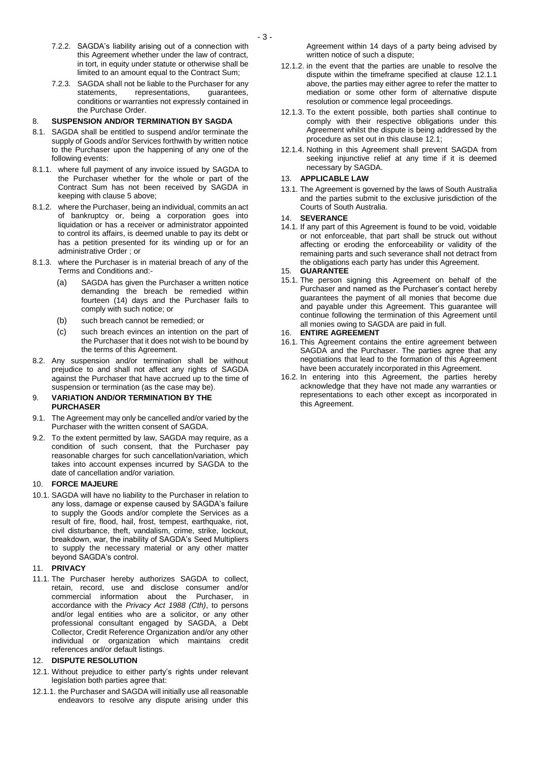7.2.2. SAGDA's liability arising out of a connection with this Agreement whether under the law of contract, in tort, in equity under statute or otherwise shall be limited to an amount equal to the Contract Sum;

7.2.3. SAGDA shall not be liable to the Purchaser for any statements, representations, guarantees, conditions or warranties not expressly contained in the Purchase Order.

## 8. SUSPENSION AND/OR TERMINATION BY SAGDA

8.1. SAGDA shall be entitled to suspend and/or terminate the supply of Goods and/or Services forthwith by written notice to the Purchaser upon the happening of any one of the following events:

8.1.1. where full payment of any invoice issued by SAGDA to the Purchaser whether for the whole or part of the Contract Sum has not been received by SAGDA in keeping with clause 5 above;

8.1.2. where the Purchaser, being an individual, commits an act of bankruptcy or, being a corporation goes into liquidation or has a receiver or administrator appointed to control its affairs, is deemed unable to pay its debt or has a petition presented for its winding up or for an administrative Order ; or

8.1.3. where the Purchaser is in material breach of any of the Terms and Conditions and:-

(a) SAGDA has given the Purchaser a written notice demanding the breach be remedied within fourteen (14) days and the Purchaser fails to comply with such notice; or

(b) such breach cannot be remedied; or

(c) such breach evinces an intention on the part of the Purchaser that it does not wish to be bound by the terms of this Agreement.

8.2. Any suspension and/or termination shall be without prejudice to and shall not affect any rights of SAGDA against the Purchaser that have accrued up to the time of suspension or termination (as the case may be).

## 9. VARIATION AND/OR TERMINATION BY THE PURCHASER

9.1. The Agreement may only be cancelled and/or varied by the Purchaser with the written consent of SAGDA.

9.2. To the extent permitted by law, SAGDA may require, as a condition of such consent, that the Purchaser pay reasonable charges for such cancellation/variation, which takes into account expenses incurred by SAGDA to the date of cancellation and/or variation.

## 10. FORCE MAJEURE

10.1. SAGDA will have no liability to the Purchaser in relation to any loss, damage or expense caused by SAGDA's failure to supply the Goods and/or complete the Services as a result of fire, flood, hail, frost, tempest, earthquake, riot, civil disturbance, theft, vandalism, crime, strike, lockout, breakdown, war, the inability of SAGDA's Seed Multipliers to supply the necessary material or any other matter beyond SAGDA's control.

## 11. PRIVACY

11.1. The Purchaser hereby authorizes SAGDA to collect, retain, record, use and disclose consumer and/or commercial information about the Purchaser, in accordance with the *Privacy Act 1988 (Cth)*, to persons and/or legal entities who are a solicitor, or any other professional consultant engaged by SAGDA, a Debt Collector, Credit Reference Organization and/or any other individual or organization which maintains credit references and/or default listings.

## 12. DISPUTE RESOLUTION

12.1. Without prejudice to either party's rights under relevant legislation both parties agree that:

12.1.1. the Purchaser and SAGDA will initially use all reasonable endeavors to resolve any dispute arising under this Agreement within 14 days of a party being advised by written notice of such a dispute;

12.1.2. in the event that the parties are unable to resolve the dispute within the timeframe specified at clause 12.1.1 above, the parties may either agree to refer the matter to mediation or some other form of alternative dispute resolution or commence legal proceedings.

12.1.3. To the extent possible, both parties shall continue to comply with their respective obligations under this Agreement whilst the dispute is being addressed by the procedure as set out in this clause 12.1;

12.1.4. Nothing in this Agreement shall prevent SAGDA from seeking injunctive relief at any time if it is deemed necessary by SAGDA.

## 13. APPLICABLE LAW

13.1. The Agreement is governed by the laws of South Australia and the parties submit to the exclusive jurisdiction of the Courts of South Australia.

## 14. SEVERANCE

14.1. If any part of this Agreement is found to be void, voidable or not enforceable, that part shall be struck out without affecting or eroding the enforceability or validity of the remaining parts and such severance shall not detract from the obligations each party has under this Agreement.

## 15. GUARANTEE

15.1. The person signing this Agreement on behalf of the Purchaser and named as the Purchaser's contact hereby guarantees the payment of all monies that become due and payable under this Agreement. This guarantee will continue following the termination of this Agreement until all monies owing to SAGDA are paid in full.

## 16. ENTIRE AGREEMENT

16.1. This Agreement contains the entire agreement between SAGDA and the Purchaser. The parties agree that any negotiations that lead to the formation of this Agreement have been accurately incorporated in this Agreement.

16.2. In entering into this Agreement, the parties hereby acknowledge that they have not made any warranties or representations to each other except as incorporated in this Agreement.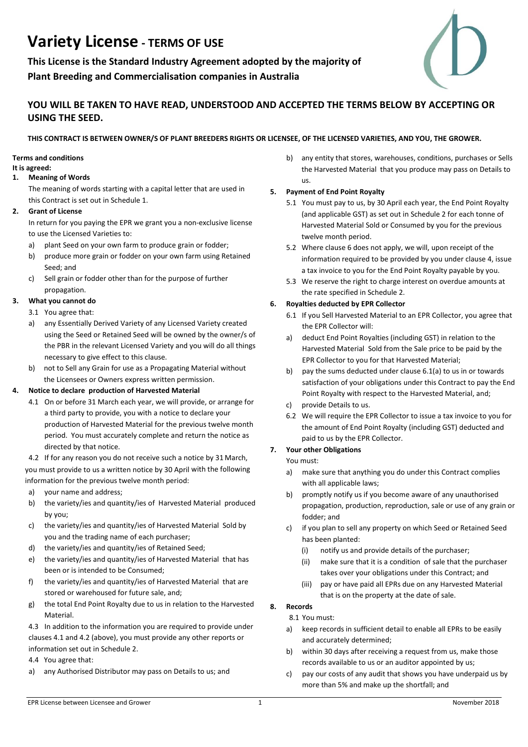# Variety License - TERMS OF USE

**This License is the Standard Industry Agreement adopted by the majority of Plant Breeding and Commercialisation companies in Australia**

## YOU WILL BE TAKEN TO HAVE READ, UNDERSTOOD AND ACCEPTED THE TERMS BELOW BY ACCEPTING OR USING THE SEED.

**THIS CONTRACT IS BETWEEN OWNER/S OF PLANT BREEDERS RIGHTS OR LICENSEE, OF THE LICENSED VARIETIES, AND YOU, THE GROWER.**

**Terms and conditions**

**It is agreed:**

**1. Meaning of Words**

The meaning of words starting with a capital letter that are used in this Contract is set out in Schedule 1.

**2. Grant of License**

In return for you paying the EPR we grant you a non-exclusive license to use the Licensed Varieties to:

a) plant Seed on your own farm to produce grain or fodder;

b) produce more grain or fodder on your own farm using Retained Seed; and

c) Sell grain or fodder other than for the purpose of further propagation.

**3. What you cannot do**

3.1 You agree that:

a) any Essentially Derived Variety of any Licensed Variety created using the Seed or Retained Seed will be owned by the owner/s of the PBR in the relevant Licensed Variety and you will do all things necessary to give effect to this clause.

b) not to Sell any Grain for use as a Propagating Material without the Licensees or Owners express written permission.

**4. Notice to declare production of Harvested Material**

4.1 On or before 31 March each year, we will provide, or arrange for a third party to provide, you with a notice to declare your production of Harvested Material for the previous twelve month period. You must accurately complete and return the notice as directed by that notice.

4.2 If for any reason you do not receive such a notice by 31 March, you must provide to us a written notice by 30 April with the following information for the previous twelve month period:

a) your name and address;

b) the variety/ies and quantity/ies of Harvested Material produced by you;

c) the variety/ies and quantity/ies of Harvested Material Sold by you and the trading name of each purchaser;

d) the variety/ies and quantity/ies of Retained Seed;

e) the variety/ies and quantity/ies of Harvested Material that has been or is intended to be Consumed;

f) the variety/ies and quantity/ies of Harvested Material that are stored or warehoused for future sale, and;

g) the total End Point Royalty due to us in relation to the Harvested Material.

4.3 In addition to the information you are required to provide under clauses 4.1 and 4.2 (above), you must provide any other reports or information set out in Schedule 2.

4.4 You agree that:

a) any Authorised Distributor may pass on Details to us; and

b) any entity that stores, warehouses, conditions, purchases or Sells the Harvested Material that you produce may pass on Details to us.

**5. Payment of End Point Royalty**

5.1 You must pay to us, by 30 April each year, the End Point Royalty (and applicable GST) as set out in Schedule 2 for each tonne of Harvested Material Sold or Consumed by you for the previous twelve month period.

5.2 Where clause 6 does not apply, we will, upon receipt of the information required to be provided by you under clause 4, issue a tax invoice to you for the End Point Royalty payable by you.

5.3 We reserve the right to charge interest on overdue amounts at the rate specified in Schedule 2.

**6. Royalties deducted by EPR Collector**

6.1 If you Sell Harvested Material to an EPR Collector, you agree that the EPR Collector will:

a) deduct End Point Royalties (including GST) in relation to the Harvested Material Sold from the Sale price to be paid by the EPR Collector to you for that Harvested Material;

b) pay the sums deducted under clause 6.1(a) to us in or towards satisfaction of your obligations under this Contract to pay the End Point Royalty with respect to the Harvested Material, and;

c) provide Details to us.

6.2 We will require the EPR Collector to issue a tax invoice to you for the amount of End Point Royalty (including GST) deducted and paid to us by the EPR Collector.

**7. Your other Obligations**

You must:

a) make sure that anything you do under this Contract complies with all applicable laws;

b) promptly notify us if you become aware of any unauthorised propagation, production, reproduction, sale or use of any grain or fodder; and

c) if you plan to sell any property on which Seed or Retained Seed has been planted:

(i) notify us and provide details of the purchaser;

(ii) make sure that it is a condition of sale that the purchaser takes over your obligations under this Contract; and

(iii) pay or have paid all EPRs due on any Harvested Material that is on the property at the date of sale.

**8. Records**

8.1 You must:

a) keep records in sufficient detail to enable all EPRs to be easily and accurately determined;

b) within 30 days after receiving a request from us, make those records available to us or an auditor appointed by us;

c) pay our costs of any audit that shows you have underpaid us by more than 5% and make up the shortfall; and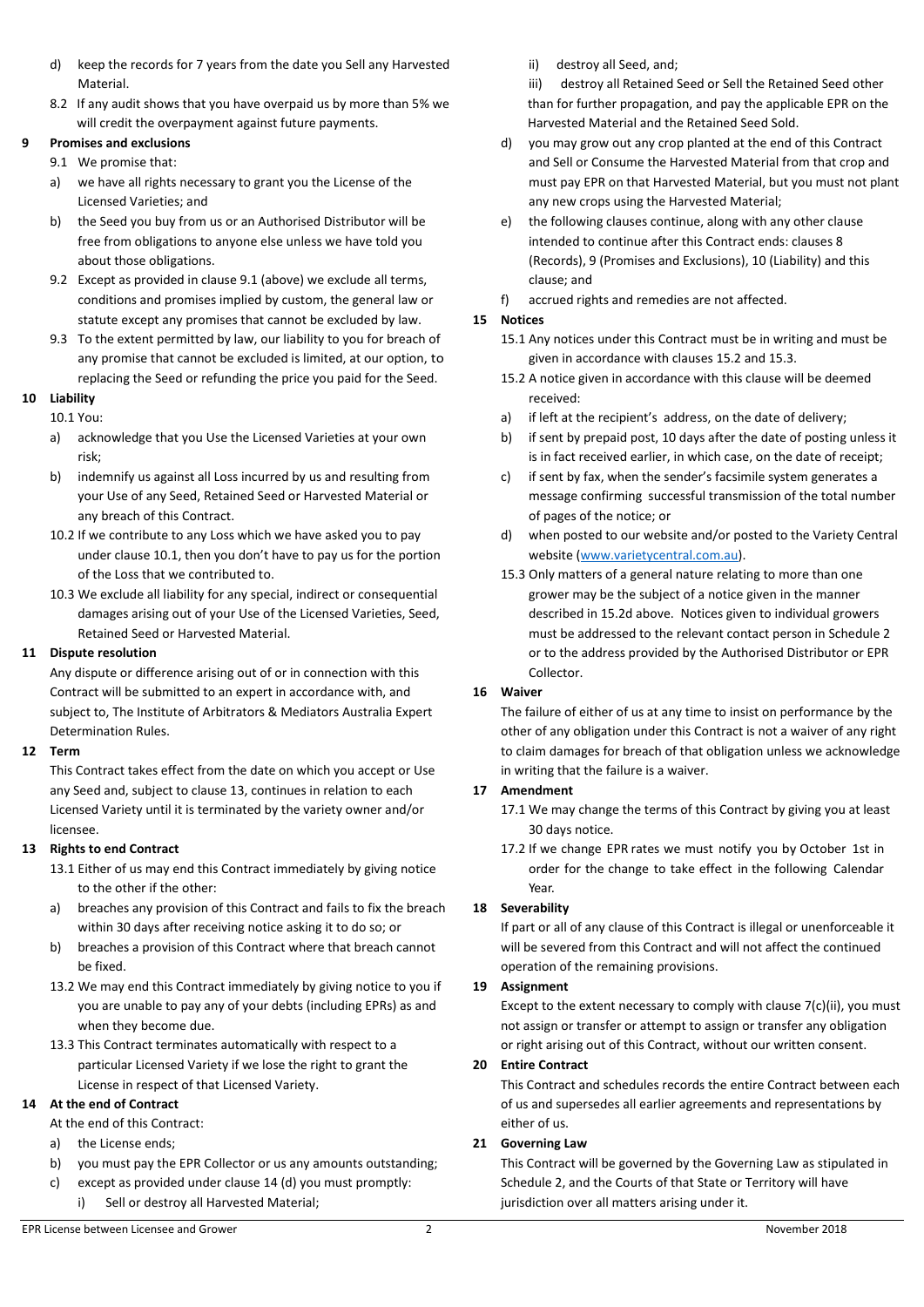d) keep the records for 7 years from the date you Sell any Harvested Material.

8.2 If any audit shows that you have overpaid us by more than 5% we will credit the overpayment against future payments.

## 9 Promises and exclusions

9.1 We promise that:

a) we have all rights necessary to grant you the License of the Licensed Varieties; and

b) the Seed you buy from us or an Authorised Distributor will be free from obligations to anyone else unless we have told you about those obligations.

9.2 Except as provided in clause 9.1 (above) we exclude all terms, conditions and promises implied by custom, the general law or statute except any promises that cannot be excluded by law.

9.3 To the extent permitted by law, our liability to you for breach of any promise that cannot be excluded is limited, at our option, to replacing the Seed or refunding the price you paid for the Seed.

## 10 Liability

10.1 You:

a) acknowledge that you Use the Licensed Varieties at your own risk;

b) indemnify us against all Loss incurred by us and resulting from your Use of any Seed, Retained Seed or Harvested Material or any breach of this Contract.

10.2 If we contribute to any Loss which we have asked you to pay under clause 10.1, then you don't have to pay us for the portion of the Loss that we contributed to.

10.3 We exclude all liability for any special, indirect or consequential damages arising out of your Use of the Licensed Varieties, Seed, Retained Seed or Harvested Material.

## 11 Dispute resolution

Any dispute or difference arising out of or in connection with this Contract will be submitted to an expert in accordance with, and subject to, The Institute of Arbitrators & Mediators Australia Expert Determination Rules.

## 12 Term

This Contract takes effect from the date on which you accept or Use any Seed and, subject to clause 13, continues in relation to each Licensed Variety until it is terminated by the variety owner and/or licensee.

## 13 Rights to end Contract

13.1 Either of us may end this Contract immediately by giving notice to the other if the other:

a) breaches any provision of this Contract and fails to fix the breach within 30 days after receiving notice asking it to do so; or

b) breaches a provision of this Contract where that breach cannot be fixed.

13.2 We may end this Contract immediately by giving notice to you if you are unable to pay any of your debts (including EPRs) as and when they become due.

13.3 This Contract terminates automatically with respect to a particular Licensed Variety if we lose the right to grant the License in respect of that Licensed Variety.

## 14 At the end of Contract

At the end of this Contract:

a) the License ends;

b) you must pay the EPR Collector or us any amounts outstanding;

c) except as provided under clause 14 (d) you must promptly:

   i) Sell or destroy all Harvested Material;

   ii) destroy all Seed, and;

   iii) destroy all Retained Seed or Sell the Retained Seed other than for further propagation, and pay the applicable EPR on the Harvested Material and the Retained Seed Sold.

d) you may grow out any crop planted at the end of this Contract and Sell or Consume the Harvested Material from that crop and must pay EPR on that Harvested Material, but you must not plant any new crops using the Harvested Material;

e) the following clauses continue, along with any other clause intended to continue after this Contract ends: clauses 8 (Records), 9 (Promises and Exclusions), 10 (Liability) and this clause; and

f) accrued rights and remedies are not affected.

## 15 Notices

15.1 Any notices under this Contract must be in writing and must be given in accordance with clauses 15.2 and 15.3.

15.2 A notice given in accordance with this clause will be deemed received:

a) if left at the recipient's address, on the date of delivery;

b) if sent by prepaid post, 10 days after the date of posting unless it is in fact received earlier, in which case, on the date of receipt;

c) if sent by fax, when the sender's facsimile system generates a message confirming successful transmission of the total number of pages of the notice; or

d) when posted to our website and/or posted to the Variety Central website (www.varietycentral.com.au).

15.3 Only matters of a general nature relating to more than one grower may be the subject of a notice given in the manner described in 15.2d above. Notices given to individual growers must be addressed to the relevant contact person in Schedule 2 or to the address provided by the Authorised Distributor or EPR Collector.

## 16 Waiver

The failure of either of us at any time to insist on performance by the other of any obligation under this Contract is not a waiver of any right to claim damages for breach of that obligation unless we acknowledge in writing that the failure is a waiver.

## 17 Amendment

17.1 We may change the terms of this Contract by giving you at least 30 days notice.

17.2 If we change EPR rates we must notify you by October 1st in order for the change to take effect in the following Calendar Year.

## 18 Severability

If part or all of any clause of this Contract is illegal or unenforceable it will be severed from this Contract and will not affect the continued operation of the remaining provisions.

## 19 Assignment

Except to the extent necessary to comply with clause 7(c)(ii), you must not assign or transfer or attempt to assign or transfer any obligation or right arising out of this Contract, without our written consent.

## 20 Entire Contract

This Contract and schedules records the entire Contract between each of us and supersedes all earlier agreements and representations by either of us.

## 21 Governing Law

This Contract will be governed by the Governing Law as stipulated in Schedule 2, and the Courts of that State or Territory will have jurisdiction over all matters arising under it.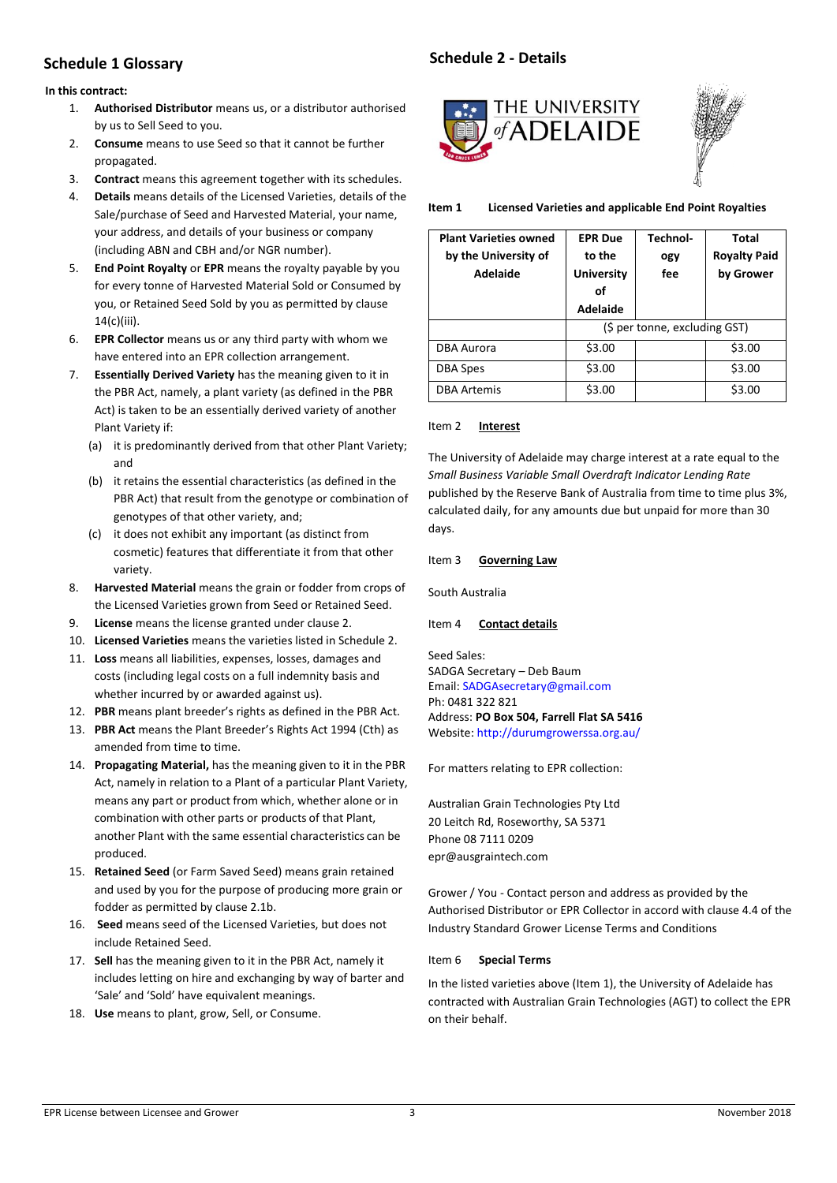## Schedule 1 Glossary

**In this contract:**

1. **Authorised Distributor** means us, or a distributor authorised by us to Sell Seed to you.
2. **Consume** means to use Seed so that it cannot be further propagated.
3. **Contract** means this agreement together with its schedules.
4. **Details** means details of the Licensed Varieties, details of the Sale/purchase of Seed and Harvested Material, your name, your address, and details of your business or company (including ABN and CBH and/or NGR number).
5. **End Point Royalty** or **EPR** means the royalty payable by you for every tonne of Harvested Material Sold or Consumed by you, or Retained Seed Sold by you as permitted by clause 14(c)(iii).
6. **EPR Collector** means us or any third party with whom we have entered into an EPR collection arrangement.
7. **Essentially Derived Variety** has the meaning given to it in the PBR Act, namely, a plant variety (as defined in the PBR Act) is taken to be an essentially derived variety of another Plant Variety if:
   (a) it is predominantly derived from that other Plant Variety; and
   (b) it retains the essential characteristics (as defined in the PBR Act) that result from the genotype or combination of genotypes of that other variety, and;
   (c) it does not exhibit any important (as distinct from cosmetic) features that differentiate it from that other variety.
8. **Harvested Material** means the grain or fodder from crops of the Licensed Varieties grown from Seed or Retained Seed.
9. **License** means the license granted under clause 2.
10. **Licensed Varieties** means the varieties listed in Schedule 2.
11. **Loss** means all liabilities, expenses, losses, damages and costs (including legal costs on a full indemnity basis and whether incurred by or awarded against us).
12. **PBR** means plant breeder's rights as defined in the PBR Act.
13. **PBR Act** means the Plant Breeder's Rights Act 1994 (Cth) as amended from time to time.
14. **Propagating Material,** has the meaning given to it in the PBR Act, namely in relation to a Plant of a particular Plant Variety, means any part or product from which, whether alone or in combination with other parts or products of that Plant, another Plant with the same essential characteristics can be produced.
15. **Retained Seed** (or Farm Saved Seed) means grain retained and used by you for the purpose of producing more grain or fodder as permitted by clause 2.1b.
16. **Seed** means seed of the Licensed Varieties, but does not include Retained Seed.
17. **Sell** has the meaning given to it in the PBR Act, namely it includes letting on hire and exchanging by way of barter and 'Sale' and 'Sold' have equivalent meanings.
18. **Use** means to plant, grow, Sell, or Consume.

## Schedule 2 - Details

THE UNIVERSITY of ADELAIDE

**Item 1 Licensed Varieties and applicable End Point Royalties**

| Plant Varieties owned by the University of Adelaide | EPR Due to the University of Adelaide | Technology fee | Total Royalty Paid by Grower |
|---|---|---|---|
| | ($ per tonne, excluding GST) | | |
| DBA Aurora | $3.00 | | $3.00 |
| DBA Spes | $3.00 | | $3.00 |
| DBA Artemis | $3.00 | | $3.00 |

Item 2 **Interest**

The University of Adelaide may charge interest at a rate equal to the *Small Business Variable Small Overdraft Indicator Lending Rate* published by the Reserve Bank of Australia from time to time plus 3%, calculated daily, for any amounts due but unpaid for more than 30 days.

Item 3 **Governing Law**

South Australia

Item 4 **Contact details**

Seed Sales:
SADGA Secretary – Deb Baum
Email: SADGAsecretary@gmail.com
Ph: 0481 322 821
Address: **PO Box 504, Farrell Flat SA 5416**
Website: http://durumgrowerssa.org.au/

For matters relating to EPR collection:

Australian Grain Technologies Pty Ltd
20 Leitch Rd, Roseworthy, SA 5371
Phone 08 7111 0209
epr@ausgraintech.com

Grower / You - Contact person and address as provided by the Authorised Distributor or EPR Collector in accord with clause 4.4 of the Industry Standard Grower License Terms and Conditions

Item 6 **Special Terms**

In the listed varieties above (Item 1), the University of Adelaide has contracted with Australian Grain Technologies (AGT) to collect the EPR on their behalf.